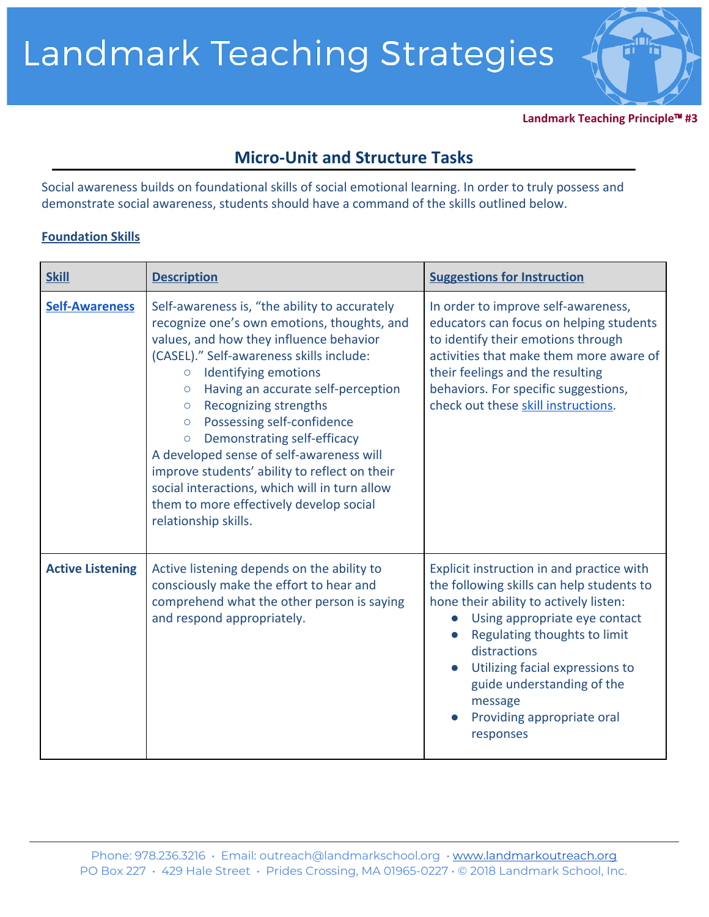# Landmark Teaching Strategies

**Landmark Teaching Principle™ #3**

## Micro-Unit and Structure Tasks

Social awareness builds on foundational skills of social emotional learning. In order to truly possess and demonstrate social awareness, students should have a command of the skills outlined below.

**Foundation Skills**

| **Skill** | **Description** | **Suggestions for Instruction** |
|---|---|---|
| **Self-Awareness** | Self-awareness is, "the ability to accurately recognize one's own emotions, thoughts, and values, and how they influence behavior (CASEL)." Self-awareness skills include:<br>○ Identifying emotions<br>○ Having an accurate self-perception<br>○ Recognizing strengths<br>○ Possessing self-confidence<br>○ Demonstrating self-efficacy<br>A developed sense of self-awareness will improve students' ability to reflect on their social interactions, which will in turn allow them to more effectively develop social relationship skills. | In order to improve self-awareness, educators can focus on helping students to identify their emotions through activities that make them more aware of their feelings and the resulting behaviors. For specific suggestions, check out these skill instructions. |
| **Active Listening** | Active listening depends on the ability to consciously make the effort to hear and comprehend what the other person is saying and respond appropriately. | Explicit instruction in and practice with the following skills can help students to hone their ability to actively listen:<br>● Using appropriate eye contact<br>● Regulating thoughts to limit distractions<br>● Utilizing facial expressions to guide understanding of the message<br>● Providing appropriate oral responses |

Phone: 978.236.3216 · Email: outreach@landmarkschool.org · www.landmarkoutreach.org
PO Box 227 · 429 Hale Street · Prides Crossing, MA 01965-0227 · © 2018 Landmark School, Inc.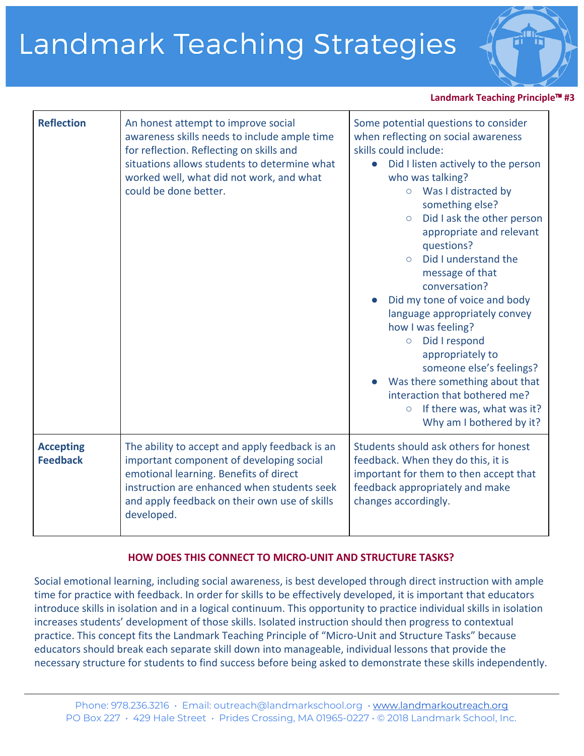# Landmark Teaching Strategies

**Landmark Teaching Principle™ #3**

| | | |
|---|---|---|
| **Reflection** | An honest attempt to improve social awareness skills needs to include ample time for reflection. Reflecting on skills and situations allows students to determine what worked well, what did not work, and what could be done better. | Some potential questions to consider when reflecting on social awareness skills could include:<br>● Did I listen actively to the person who was talking?<br>○ Was I distracted by something else?<br>○ Did I ask the other person appropriate and relevant questions?<br>○ Did I understand the message of that conversation?<br>● Did my tone of voice and body language appropriately convey how I was feeling?<br>○ Did I respond appropriately to someone else's feelings?<br>● Was there something about that interaction that bothered me?<br>○ If there was, what was it? Why am I bothered by it? |
| **Accepting Feedback** | The ability to accept and apply feedback is an important component of developing social emotional learning. Benefits of direct instruction are enhanced when students seek and apply feedback on their own use of skills developed. | Students should ask others for honest feedback. When they do this, it is important for them to then accept that feedback appropriately and make changes accordingly. |

**HOW DOES THIS CONNECT TO MICRO-UNIT AND STRUCTURE TASKS?**

Social emotional learning, including social awareness, is best developed through direct instruction with ample time for practice with feedback. In order for skills to be effectively developed, it is important that educators introduce skills in isolation and in a logical continuum. This opportunity to practice individual skills in isolation increases students' development of those skills. Isolated instruction should then progress to contextual practice. This concept fits the Landmark Teaching Principle of "Micro-Unit and Structure Tasks" because educators should break each separate skill down into manageable, individual lessons that provide the necessary structure for students to find success before being asked to demonstrate these skills independently.

Phone: 978.236.3216 · Email: outreach@landmarkschool.org · www.landmarkoutreach.org
PO Box 227 · 429 Hale Street · Prides Crossing, MA 01965-0227 · © 2018 Landmark School, Inc.